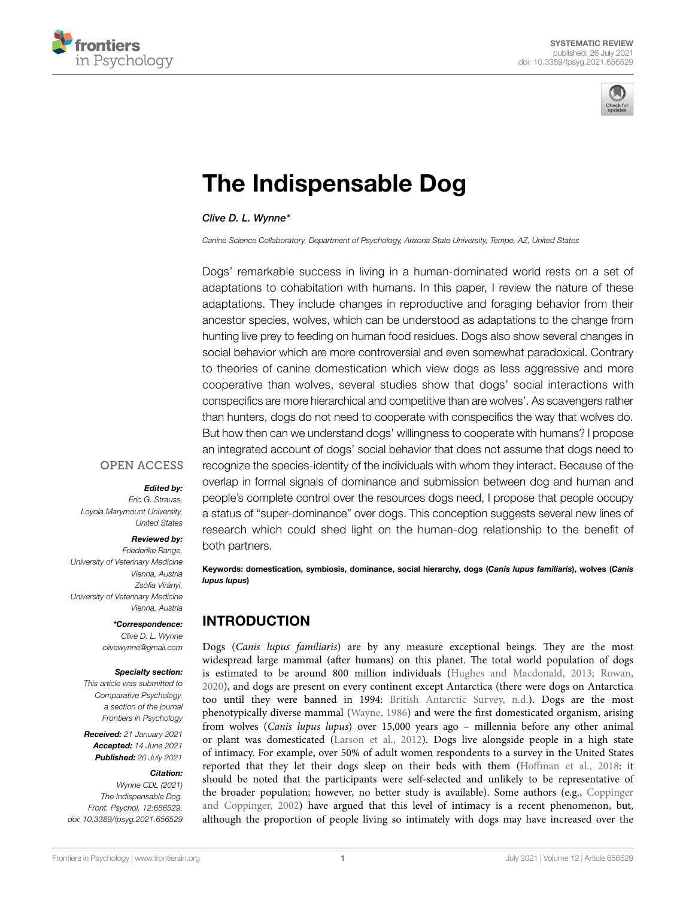SYSTEMATIC REVIEW
published: 26 July 2021
doi: 10.3389/fpsyg.2021.656529

# The Indispensable Dog

*Clive D. L. Wynne**

*Canine Science Collaboratory, Department of Psychology, Arizona State University, Tempe, AZ, United States*

Dogs' remarkable success in living in a human-dominated world rests on a set of adaptations to cohabitation with humans. In this paper, I review the nature of these adaptations. They include changes in reproductive and foraging behavior from their ancestor species, wolves, which can be understood as adaptations to the change from hunting live prey to feeding on human food residues. Dogs also show several changes in social behavior which are more controversial and even somewhat paradoxical. Contrary to theories of canine domestication which view dogs as less aggressive and more cooperative than wolves, several studies show that dogs' social interactions with conspecifics are more hierarchical and competitive than are wolves'. As scavengers rather than hunters, dogs do not need to cooperate with conspecifics the way that wolves do. But how then can we understand dogs' willingness to cooperate with humans? I propose an integrated account of dogs' social behavior that does not assume that dogs need to recognize the species-identity of the individuals with whom they interact. Because of the overlap in formal signals of dominance and submission between dog and human and people's complete control over the resources dogs need, I propose that people occupy a status of "super-dominance" over dogs. This conception suggests several new lines of research which could shed light on the human-dog relationship to the benefit of both partners.

**Keywords: domestication, symbiosis, dominance, social hierarchy, dogs (*Canis lupus familiaris*), wolves (*Canis lupus lupus*)**

OPEN ACCESS

***Edited by:***
*Eric G. Strauss, Loyola Marymount University, United States*

***Reviewed by:***
*Friederike Range, University of Veterinary Medicine Vienna, Austria*
*Zsófia Virányi, University of Veterinary Medicine Vienna, Austria*

***\*Correspondence:***
*Clive D. L. Wynne*
*clivewynne@gmail.com*

***Specialty section:***
*This article was submitted to Comparative Psychology, a section of the journal Frontiers in Psychology*

***Received:*** *21 January 2021*
***Accepted:*** *14 June 2021*
***Published:*** *26 July 2021*

***Citation:***
*Wynne CDL (2021) The Indispensable Dog. Front. Psychol. 12:656529. doi: 10.3389/fpsyg.2021.656529*

## INTRODUCTION

Dogs (*Canis lupus familiaris*) are by any measure exceptional beings. They are the most widespread large mammal (after humans) on this planet. The total world population of dogs is estimated to be around 800 million individuals (Hughes and Macdonald, 2013; Rowan, 2020), and dogs are present on every continent except Antarctica (there were dogs on Antarctica too until they were banned in 1994: British Antarctic Survey, n.d.). Dogs are the most phenotypically diverse mammal (Wayne, 1986) and were the first domesticated organism, arising from wolves (*Canis lupus lupus*) over 15,000 years ago – millennia before any other animal or plant was domesticated (Larson et al., 2012). Dogs live alongside people in a high state of intimacy. For example, over 50% of adult women respondents to a survey in the United States reported that they let their dogs sleep on their beds with them (Hoffman et al., 2018: it should be noted that the participants were self-selected and unlikely to be representative of the broader population; however, no better study is available). Some authors (e.g., Coppinger and Coppinger, 2002) have argued that this level of intimacy is a recent phenomenon, but, although the proportion of people living so intimately with dogs may have increased over the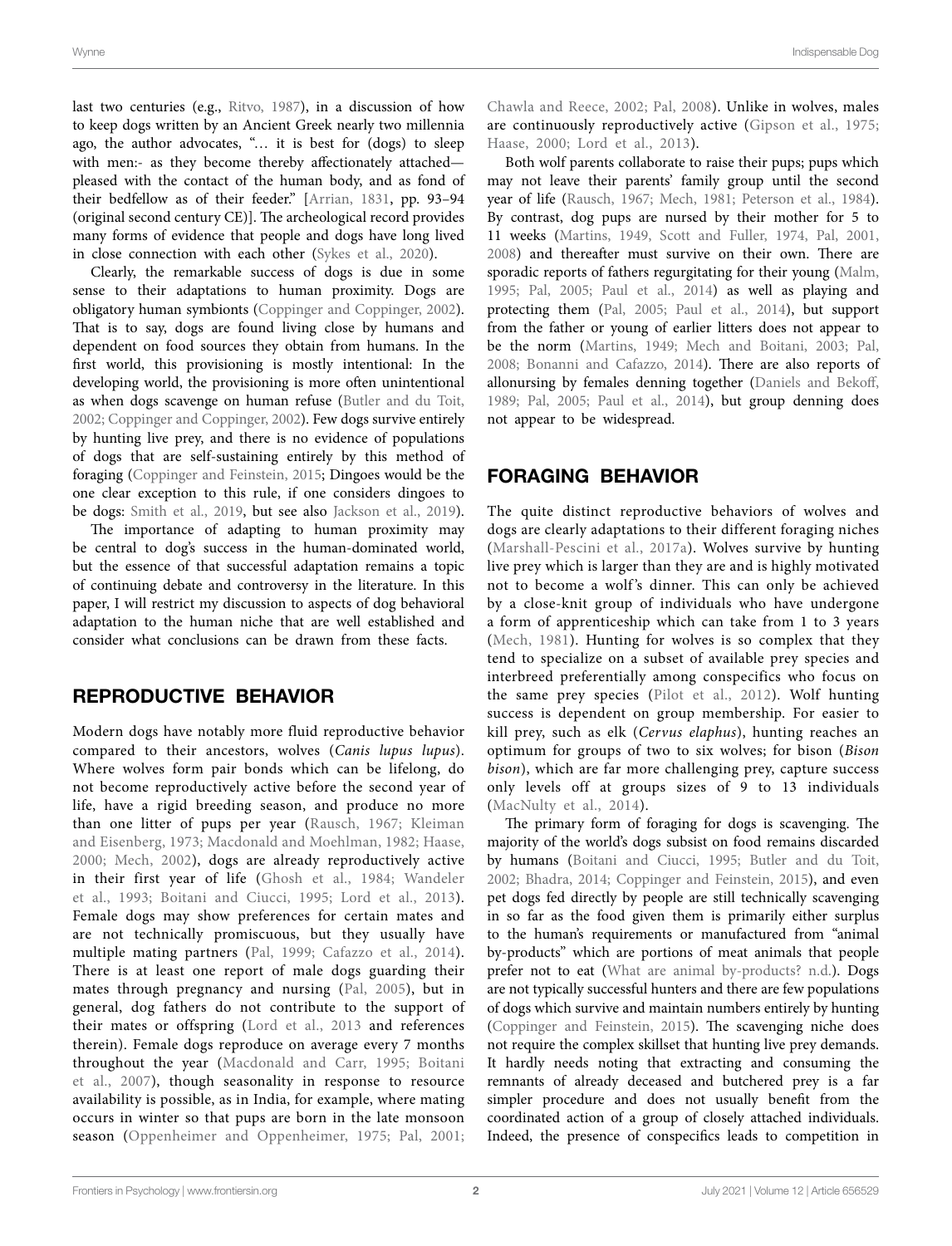last two centuries (e.g., Ritvo, 1987), in a discussion of how to keep dogs written by an Ancient Greek nearly two millennia ago, the author advocates, "… it is best for (dogs) to sleep with men:- as they become thereby affectionately attached—pleased with the contact of the human body, and as fond of their bedfellow as of their feeder." [Arrian, 1831, pp. 93–94 (original second century CE)]. The archeological record provides many forms of evidence that people and dogs have long lived in close connection with each other (Sykes et al., 2020).

Clearly, the remarkable success of dogs is due in some sense to their adaptations to human proximity. Dogs are obligatory human symbionts (Coppinger and Coppinger, 2002). That is to say, dogs are found living close by humans and dependent on food sources they obtain from humans. In the first world, this provisioning is mostly intentional: In the developing world, the provisioning is more often unintentional as when dogs scavenge on human refuse (Butler and du Toit, 2002; Coppinger and Coppinger, 2002). Few dogs survive entirely by hunting live prey, and there is no evidence of populations of dogs that are self-sustaining entirely by this method of foraging (Coppinger and Feinstein, 2015; Dingoes would be the one clear exception to this rule, if one considers dingoes to be dogs: Smith et al., 2019, but see also Jackson et al., 2019).

The importance of adapting to human proximity may be central to dog's success in the human-dominated world, but the essence of that successful adaptation remains a topic of continuing debate and controversy in the literature. In this paper, I will restrict my discussion to aspects of dog behavioral adaptation to the human niche that are well established and consider what conclusions can be drawn from these facts.

## REPRODUCTIVE BEHAVIOR

Modern dogs have notably more fluid reproductive behavior compared to their ancestors, wolves (*Canis lupus lupus*). Where wolves form pair bonds which can be lifelong, do not become reproductively active before the second year of life, have a rigid breeding season, and produce no more than one litter of pups per year (Rausch, 1967; Kleiman and Eisenberg, 1973; Macdonald and Moehlman, 1982; Haase, 2000; Mech, 2002), dogs are already reproductively active in their first year of life (Ghosh et al., 1984; Wandeler et al., 1993; Boitani and Ciucci, 1995; Lord et al., 2013). Female dogs may show preferences for certain mates and are not technically promiscuous, but they usually have multiple mating partners (Pal, 1999; Cafazzo et al., 2014). There is at least one report of male dogs guarding their mates through pregnancy and nursing (Pal, 2005), but in general, dog fathers do not contribute to the support of their mates or offspring (Lord et al., 2013 and references therein). Female dogs reproduce on average every 7 months throughout the year (Macdonald and Carr, 1995; Boitani et al., 2007), though seasonality in response to resource availability is possible, as in India, for example, where mating occurs in winter so that pups are born in the late monsoon season (Oppenheimer and Oppenheimer, 1975; Pal, 2001; Chawla and Reece, 2002; Pal, 2008). Unlike in wolves, males are continuously reproductively active (Gipson et al., 1975; Haase, 2000; Lord et al., 2013).

Both wolf parents collaborate to raise their pups; pups which may not leave their parents' family group until the second year of life (Rausch, 1967; Mech, 1981; Peterson et al., 1984). By contrast, dog pups are nursed by their mother for 5 to 11 weeks (Martins, 1949, Scott and Fuller, 1974, Pal, 2001, 2008) and thereafter must survive on their own. There are sporadic reports of fathers regurgitating for their young (Malm, 1995; Pal, 2005; Paul et al., 2014) as well as playing and protecting them (Pal, 2005; Paul et al., 2014), but support from the father or young of earlier litters does not appear to be the norm (Martins, 1949; Mech and Boitani, 2003; Pal, 2008; Bonanni and Cafazzo, 2014). There are also reports of allonursing by females denning together (Daniels and Bekoff, 1989; Pal, 2005; Paul et al., 2014), but group denning does not appear to be widespread.

## FORAGING BEHAVIOR

The quite distinct reproductive behaviors of wolves and dogs are clearly adaptations to their different foraging niches (Marshall-Pescini et al., 2017a). Wolves survive by hunting live prey which is larger than they are and is highly motivated not to become a wolf's dinner. This can only be achieved by a close-knit group of individuals who have undergone a form of apprenticeship which can take from 1 to 3 years (Mech, 1981). Hunting for wolves is so complex that they tend to specialize on a subset of available prey species and interbreed preferentially among conspecifics who focus on the same prey species (Pilot et al., 2012). Wolf hunting success is dependent on group membership. For easier to kill prey, such as elk (*Cervus elaphus*), hunting reaches an optimum for groups of two to six wolves; for bison (*Bison bison*), which are far more challenging prey, capture success only levels off at groups sizes of 9 to 13 individuals (MacNulty et al., 2014).

The primary form of foraging for dogs is scavenging. The majority of the world's dogs subsist on food remains discarded by humans (Boitani and Ciucci, 1995; Butler and du Toit, 2002; Bhadra, 2014; Coppinger and Feinstein, 2015), and even pet dogs fed directly by people are still technically scavenging in so far as the food given them is primarily either surplus to the human's requirements or manufactured from "animal by-products" which are portions of meat animals that people prefer not to eat (What are animal by-products? n.d.). Dogs are not typically successful hunters and there are few populations of dogs which survive and maintain numbers entirely by hunting (Coppinger and Feinstein, 2015). The scavenging niche does not require the complex skillset that hunting live prey demands. It hardly needs noting that extracting and consuming the remnants of already deceased and butchered prey is a far simpler procedure and does not usually benefit from the coordinated action of a group of closely attached individuals. Indeed, the presence of conspecifics leads to competition in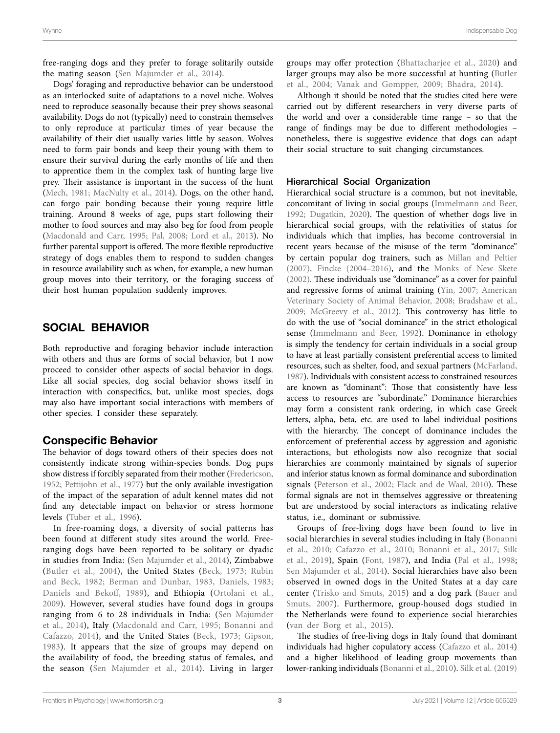free-ranging dogs and they prefer to forage solitarily outside the mating season (Sen Majumder et al., 2014).

Dogs' foraging and reproductive behavior can be understood as an interlocked suite of adaptations to a novel niche. Wolves need to reproduce seasonally because their prey shows seasonal availability. Dogs do not (typically) need to constrain themselves to only reproduce at particular times of year because the availability of their diet usually varies little by season. Wolves need to form pair bonds and keep their young with them to ensure their survival during the early months of life and then to apprentice them in the complex task of hunting large live prey. Their assistance is important in the success of the hunt (Mech, 1981; MacNulty et al., 2014). Dogs, on the other hand, can forgo pair bonding because their young require little training. Around 8 weeks of age, pups start following their mother to food sources and may also beg for food from people (Macdonald and Carr, 1995; Pal, 2008; Lord et al., 2013). No further parental support is offered. The more flexible reproductive strategy of dogs enables them to respond to sudden changes in resource availability such as when, for example, a new human group moves into their territory, or the foraging success of their host human population suddenly improves.

## SOCIAL BEHAVIOR

Both reproductive and foraging behavior include interaction with others and thus are forms of social behavior, but I now proceed to consider other aspects of social behavior in dogs. Like all social species, dog social behavior shows itself in interaction with conspecifics, but, unlike most species, dogs may also have important social interactions with members of other species. I consider these separately.

### Conspecific Behavior

The behavior of dogs toward others of their species does not consistently indicate strong within-species bonds. Dog pups show distress if forcibly separated from their mother (Fredericson, 1952; Pettijohn et al., 1977) but the only available investigation of the impact of the separation of adult kennel mates did not find any detectable impact on behavior or stress hormone levels (Tuber et al., 1996).

In free-roaming dogs, a diversity of social patterns has been found at different study sites around the world. Free-ranging dogs have been reported to be solitary or dyadic in studies from India: (Sen Majumder et al., 2014), Zimbabwe (Butler et al., 2004), the United States (Beck, 1973; Rubin and Beck, 1982; Berman and Dunbar, 1983, Daniels, 1983; Daniels and Bekoff, 1989), and Ethiopia (Ortolani et al., 2009). However, several studies have found dogs in groups ranging from 6 to 28 individuals in India: (Sen Majumder et al., 2014), Italy (Macdonald and Carr, 1995; Bonanni and Cafazzo, 2014), and the United States (Beck, 1973; Gipson, 1983). It appears that the size of groups may depend on the availability of food, the breeding status of females, and the season (Sen Majumder et al., 2014). Living in larger groups may offer protection (Bhattacharjee et al., 2020) and larger groups may also be more successful at hunting (Butler et al., 2004; Vanak and Gompper, 2009; Bhadra, 2014).

Although it should be noted that the studies cited here were carried out by different researchers in very diverse parts of the world and over a considerable time range – so that the range of findings may be due to different methodologies – nonetheless, there is suggestive evidence that dogs can adapt their social structure to suit changing circumstances.

#### Hierarchical Social Organization

Hierarchical social structure is a common, but not inevitable, concomitant of living in social groups (Immelmann and Beer, 1992; Dugatkin, 2020). The question of whether dogs live in hierarchical social groups, with the relativities of status for individuals which that implies, has become controversial in recent years because of the misuse of the term "dominance" by certain popular dog trainers, such as Millan and Peltier (2007), Fincke (2004–2016), and the Monks of New Skete (2002). These individuals use "dominance" as a cover for painful and regressive forms of animal training (Yin, 2007; American Veterinary Society of Animal Behavior, 2008; Bradshaw et al., 2009; McGreevy et al., 2012). This controversy has little to do with the use of "social dominance" in the strict ethological sense (Immelmann and Beer, 1992). Dominance in ethology is simply the tendency for certain individuals in a social group to have at least partially consistent preferential access to limited resources, such as shelter, food, and sexual partners (McFarland, 1987). Individuals with consistent access to constrained resources are known as "dominant": Those that consistently have less access to resources are "subordinate." Dominance hierarchies may form a consistent rank ordering, in which case Greek letters, alpha, beta, etc. are used to label individual positions with the hierarchy. The concept of dominance includes the enforcement of preferential access by aggression and agonistic interactions, but ethologists now also recognize that social hierarchies are commonly maintained by signals of superior and inferior status known as formal dominance and subordination signals (Peterson et al., 2002; Flack and de Waal, 2010). These formal signals are not in themselves aggressive or threatening but are understood by social interactors as indicating relative status, i.e., dominant or submissive.

Groups of free-living dogs have been found to live in social hierarchies in several studies including in Italy (Bonanni et al., 2010; Cafazzo et al., 2010; Bonanni et al., 2017; Silk et al., 2019), Spain (Font, 1987), and India (Pal et al., 1998; Sen Majumder et al., 2014). Social hierarchies have also been observed in owned dogs in the United States at a day care center (Trisko and Smuts, 2015) and a dog park (Bauer and Smuts, 2007). Furthermore, group-housed dogs studied in the Netherlands were found to experience social hierarchies (van der Borg et al., 2015).

The studies of free-living dogs in Italy found that dominant individuals had higher copulatory access (Cafazzo et al., 2014) and a higher likelihood of leading group movements than lower-ranking individuals (Bonanni et al., 2010). Silk et al. (2019)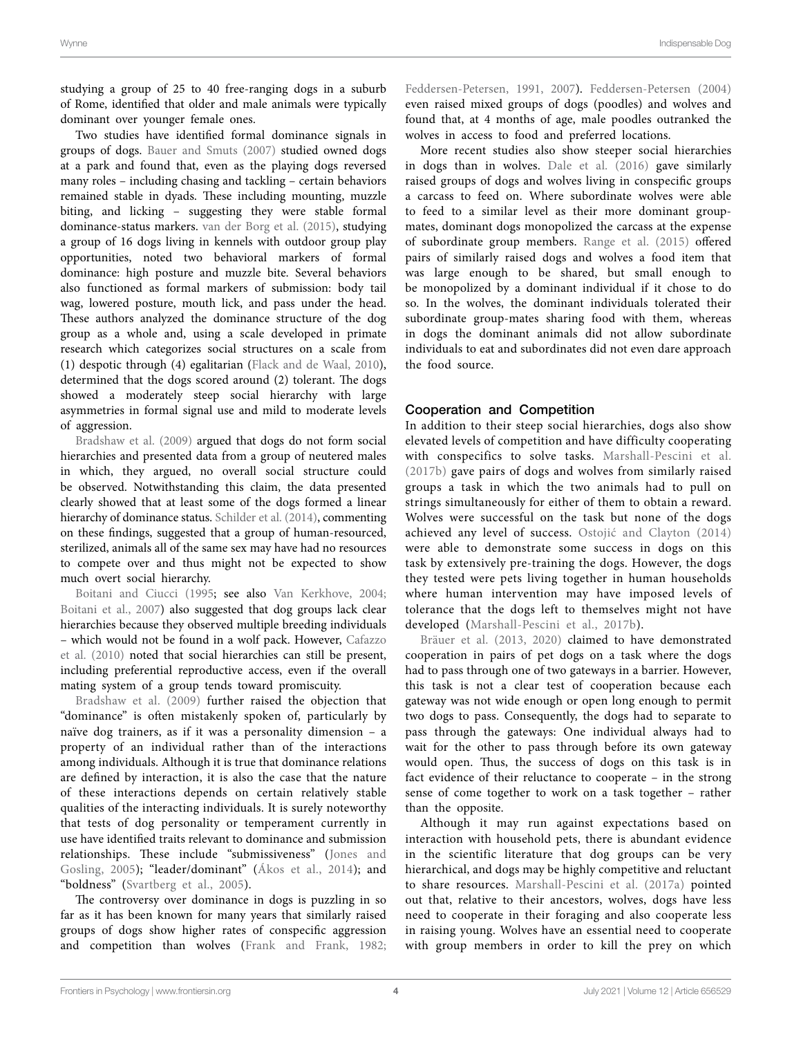studying a group of 25 to 40 free-ranging dogs in a suburb of Rome, identified that older and male animals were typically dominant over younger female ones.

Two studies have identified formal dominance signals in groups of dogs. Bauer and Smuts (2007) studied owned dogs at a park and found that, even as the playing dogs reversed many roles – including chasing and tackling – certain behaviors remained stable in dyads. These including mounting, muzzle biting, and licking – suggesting they were stable formal dominance-status markers. van der Borg et al. (2015), studying a group of 16 dogs living in kennels with outdoor group play opportunities, noted two behavioral markers of formal dominance: high posture and muzzle bite. Several behaviors also functioned as formal markers of submission: body tail wag, lowered posture, mouth lick, and pass under the head. These authors analyzed the dominance structure of the dog group as a whole and, using a scale developed in primate research which categorizes social structures on a scale from (1) despotic through (4) egalitarian (Flack and de Waal, 2010), determined that the dogs scored around (2) tolerant. The dogs showed a moderately steep social hierarchy with large asymmetries in formal signal use and mild to moderate levels of aggression.

Bradshaw et al. (2009) argued that dogs do not form social hierarchies and presented data from a group of neutered males in which, they argued, no overall social structure could be observed. Notwithstanding this claim, the data presented clearly showed that at least some of the dogs formed a linear hierarchy of dominance status. Schilder et al. (2014), commenting on these findings, suggested that a group of human-resourced, sterilized, animals all of the same sex may have had no resources to compete over and thus might not be expected to show much overt social hierarchy.

Boitani and Ciucci (1995; see also Van Kerkhove, 2004; Boitani et al., 2007) also suggested that dog groups lack clear hierarchies because they observed multiple breeding individuals – which would not be found in a wolf pack. However, Cafazzo et al. (2010) noted that social hierarchies can still be present, including preferential reproductive access, even if the overall mating system of a group tends toward promiscuity.

Bradshaw et al. (2009) further raised the objection that "dominance" is often mistakenly spoken of, particularly by naïve dog trainers, as if it was a personality dimension – a property of an individual rather than of the interactions among individuals. Although it is true that dominance relations are defined by interaction, it is also the case that the nature of these interactions depends on certain relatively stable qualities of the interacting individuals. It is surely noteworthy that tests of dog personality or temperament currently in use have identified traits relevant to dominance and submission relationships. These include "submissiveness" (Jones and Gosling, 2005); "leader/dominant" (Ákos et al., 2014); and "boldness" (Svartberg et al., 2005).

The controversy over dominance in dogs is puzzling in so far as it has been known for many years that similarly raised groups of dogs show higher rates of conspecific aggression and competition than wolves (Frank and Frank, 1982; Feddersen-Petersen, 1991, 2007). Feddersen-Petersen (2004) even raised mixed groups of dogs (poodles) and wolves and found that, at 4 months of age, male poodles outranked the wolves in access to food and preferred locations.

More recent studies also show steeper social hierarchies in dogs than in wolves. Dale et al. (2016) gave similarly raised groups of dogs and wolves living in conspecific groups a carcass to feed on. Where subordinate wolves were able to feed to a similar level as their more dominant group-mates, dominant dogs monopolized the carcass at the expense of subordinate group members. Range et al. (2015) offered pairs of similarly raised dogs and wolves a food item that was large enough to be shared, but small enough to be monopolized by a dominant individual if it chose to do so. In the wolves, the dominant individuals tolerated their subordinate group-mates sharing food with them, whereas in dogs the dominant animals did not allow subordinate individuals to eat and subordinates did not even dare approach the food source.

### Cooperation and Competition

In addition to their steep social hierarchies, dogs also show elevated levels of competition and have difficulty cooperating with conspecifics to solve tasks. Marshall-Pescini et al. (2017b) gave pairs of dogs and wolves from similarly raised groups a task in which the two animals had to pull on strings simultaneously for either of them to obtain a reward. Wolves were successful on the task but none of the dogs achieved any level of success. Ostojić and Clayton (2014) were able to demonstrate some success in dogs on this task by extensively pre-training the dogs. However, the dogs they tested were pets living together in human households where human intervention may have imposed levels of tolerance that the dogs left to themselves might not have developed (Marshall-Pescini et al., 2017b).

Bräuer et al. (2013, 2020) claimed to have demonstrated cooperation in pairs of pet dogs on a task where the dogs had to pass through one of two gateways in a barrier. However, this task is not a clear test of cooperation because each gateway was not wide enough or open long enough to permit two dogs to pass. Consequently, the dogs had to separate to pass through the gateways: One individual always had to wait for the other to pass through before its own gateway would open. Thus, the success of dogs on this task is in fact evidence of their reluctance to cooperate – in the strong sense of come together to work on a task together – rather than the opposite.

Although it may run against expectations based on interaction with household pets, there is abundant evidence in the scientific literature that dog groups can be very hierarchical, and dogs may be highly competitive and reluctant to share resources. Marshall-Pescini et al. (2017a) pointed out that, relative to their ancestors, wolves, dogs have less need to cooperate in their foraging and also cooperate less in raising young. Wolves have an essential need to cooperate with group members in order to kill the prey on which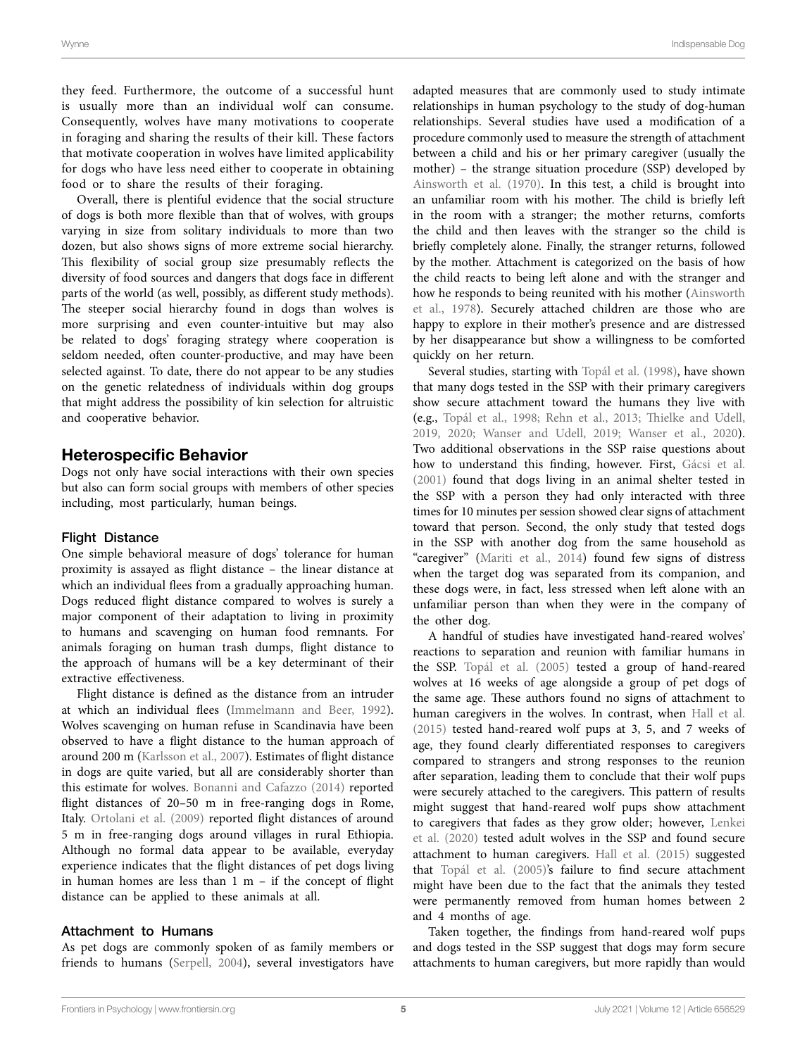they feed. Furthermore, the outcome of a successful hunt is usually more than an individual wolf can consume. Consequently, wolves have many motivations to cooperate in foraging and sharing the results of their kill. These factors that motivate cooperation in wolves have limited applicability for dogs who have less need either to cooperate in obtaining food or to share the results of their foraging.

Overall, there is plentiful evidence that the social structure of dogs is both more flexible than that of wolves, with groups varying in size from solitary individuals to more than two dozen, but also shows signs of more extreme social hierarchy. This flexibility of social group size presumably reflects the diversity of food sources and dangers that dogs face in different parts of the world (as well, possibly, as different study methods). The steeper social hierarchy found in dogs than wolves is more surprising and even counter-intuitive but may also be related to dogs' foraging strategy where cooperation is seldom needed, often counter-productive, and may have been selected against. To date, there do not appear to be any studies on the genetic relatedness of individuals within dog groups that might address the possibility of kin selection for altruistic and cooperative behavior.

## Heterospecific Behavior

Dogs not only have social interactions with their own species but also can form social groups with members of other species including, most particularly, human beings.

### Flight Distance

One simple behavioral measure of dogs' tolerance for human proximity is assayed as flight distance – the linear distance at which an individual flees from a gradually approaching human. Dogs reduced flight distance compared to wolves is surely a major component of their adaptation to living in proximity to humans and scavenging on human food remnants. For animals foraging on human trash dumps, flight distance to the approach of humans will be a key determinant of their extractive effectiveness.

Flight distance is defined as the distance from an intruder at which an individual flees (Immelmann and Beer, 1992). Wolves scavenging on human refuse in Scandinavia have been observed to have a flight distance to the human approach of around 200 m (Karlsson et al., 2007). Estimates of flight distance in dogs are quite varied, but all are considerably shorter than this estimate for wolves. Bonanni and Cafazzo (2014) reported flight distances of 20–50 m in free-ranging dogs in Rome, Italy. Ortolani et al. (2009) reported flight distances of around 5 m in free-ranging dogs around villages in rural Ethiopia. Although no formal data appear to be available, everyday experience indicates that the flight distances of pet dogs living in human homes are less than 1 m – if the concept of flight distance can be applied to these animals at all.

### Attachment to Humans

As pet dogs are commonly spoken of as family members or friends to humans (Serpell, 2004), several investigators have adapted measures that are commonly used to study intimate relationships in human psychology to the study of dog-human relationships. Several studies have used a modification of a procedure commonly used to measure the strength of attachment between a child and his or her primary caregiver (usually the mother) – the strange situation procedure (SSP) developed by Ainsworth et al. (1970). In this test, a child is brought into an unfamiliar room with his mother. The child is briefly left in the room with a stranger; the mother returns, comforts the child and then leaves with the stranger so the child is briefly completely alone. Finally, the stranger returns, followed by the mother. Attachment is categorized on the basis of how the child reacts to being left alone and with the stranger and how he responds to being reunited with his mother (Ainsworth et al., 1978). Securely attached children are those who are happy to explore in their mother's presence and are distressed by her disappearance but show a willingness to be comforted quickly on her return.

Several studies, starting with Topál et al. (1998), have shown that many dogs tested in the SSP with their primary caregivers show secure attachment toward the humans they live with (e.g., Topál et al., 1998; Rehn et al., 2013; Thielke and Udell, 2019, 2020; Wanser and Udell, 2019; Wanser et al., 2020). Two additional observations in the SSP raise questions about how to understand this finding, however. First, Gácsi et al. (2001) found that dogs living in an animal shelter tested in the SSP with a person they had only interacted with three times for 10 minutes per session showed clear signs of attachment toward that person. Second, the only study that tested dogs in the SSP with another dog from the same household as "caregiver" (Mariti et al., 2014) found few signs of distress when the target dog was separated from its companion, and these dogs were, in fact, less stressed when left alone with an unfamiliar person than when they were in the company of the other dog.

A handful of studies have investigated hand-reared wolves' reactions to separation and reunion with familiar humans in the SSP. Topál et al. (2005) tested a group of hand-reared wolves at 16 weeks of age alongside a group of pet dogs of the same age. These authors found no signs of attachment to human caregivers in the wolves. In contrast, when Hall et al. (2015) tested hand-reared wolf pups at 3, 5, and 7 weeks of age, they found clearly differentiated responses to caregivers compared to strangers and strong responses to the reunion after separation, leading them to conclude that their wolf pups were securely attached to the caregivers. This pattern of results might suggest that hand-reared wolf pups show attachment to caregivers that fades as they grow older; however, Lenkei et al. (2020) tested adult wolves in the SSP and found secure attachment to human caregivers. Hall et al. (2015) suggested that Topál et al. (2005)'s failure to find secure attachment might have been due to the fact that the animals they tested were permanently removed from human homes between 2 and 4 months of age.

Taken together, the findings from hand-reared wolf pups and dogs tested in the SSP suggest that dogs may form secure attachments to human caregivers, but more rapidly than would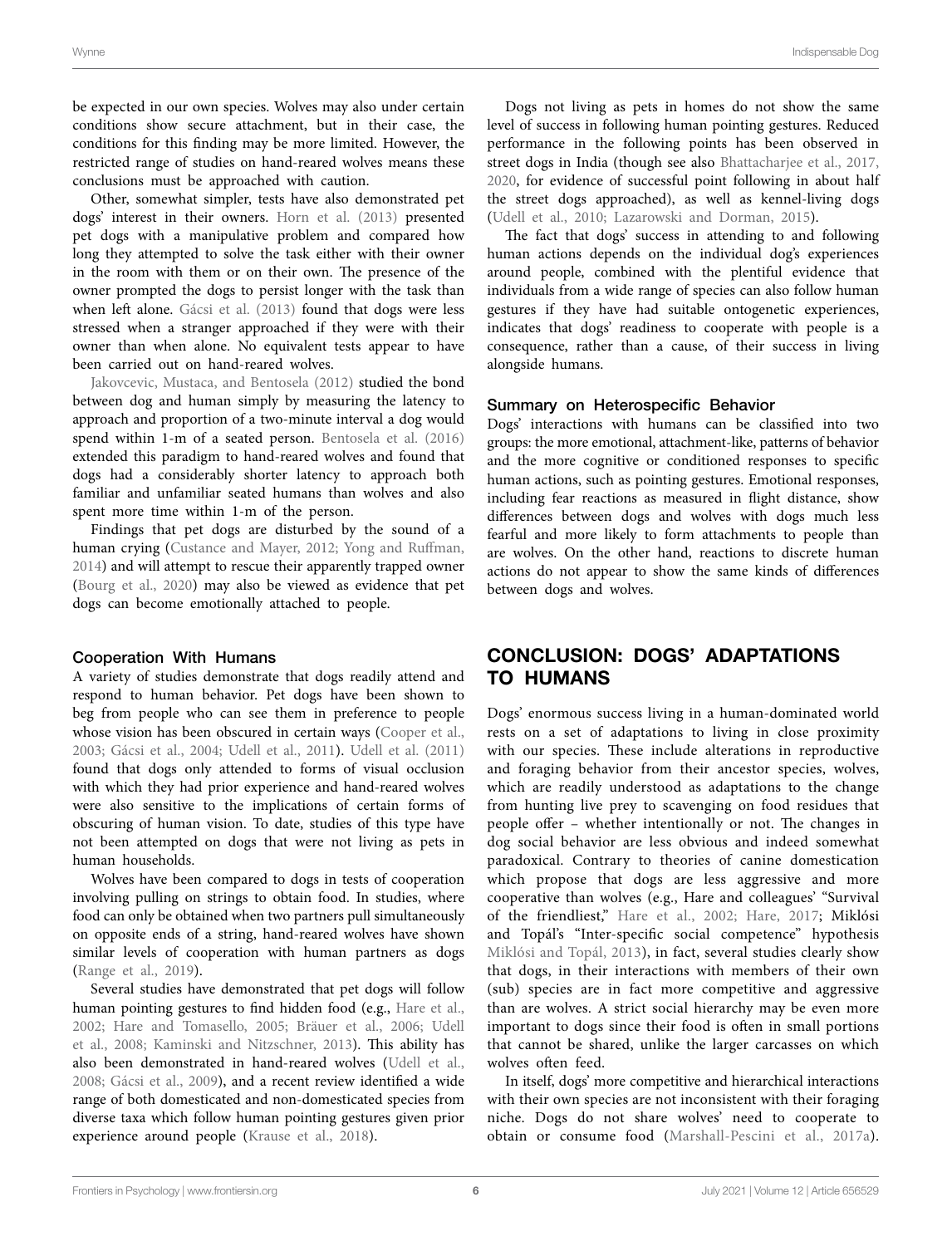be expected in our own species. Wolves may also under certain conditions show secure attachment, but in their case, the conditions for this finding may be more limited. However, the restricted range of studies on hand-reared wolves means these conclusions must be approached with caution.

Other, somewhat simpler, tests have also demonstrated pet dogs' interest in their owners. Horn et al. (2013) presented pet dogs with a manipulative problem and compared how long they attempted to solve the task either with their owner in the room with them or on their own. The presence of the owner prompted the dogs to persist longer with the task than when left alone. Gácsi et al. (2013) found that dogs were less stressed when a stranger approached if they were with their owner than when alone. No equivalent tests appear to have been carried out on hand-reared wolves.

Jakovcevic, Mustaca, and Bentosela (2012) studied the bond between dog and human simply by measuring the latency to approach and proportion of a two-minute interval a dog would spend within 1-m of a seated person. Bentosela et al. (2016) extended this paradigm to hand-reared wolves and found that dogs had a considerably shorter latency to approach both familiar and unfamiliar seated humans than wolves and also spent more time within 1-m of the person.

Findings that pet dogs are disturbed by the sound of a human crying (Custance and Mayer, 2012; Yong and Ruffman, 2014) and will attempt to rescue their apparently trapped owner (Bourg et al., 2020) may also be viewed as evidence that pet dogs can become emotionally attached to people.

### Cooperation With Humans

A variety of studies demonstrate that dogs readily attend and respond to human behavior. Pet dogs have been shown to beg from people who can see them in preference to people whose vision has been obscured in certain ways (Cooper et al., 2003; Gácsi et al., 2004; Udell et al., 2011). Udell et al. (2011) found that dogs only attended to forms of visual occlusion with which they had prior experience and hand-reared wolves were also sensitive to the implications of certain forms of obscuring of human vision. To date, studies of this type have not been attempted on dogs that were not living as pets in human households.

Wolves have been compared to dogs in tests of cooperation involving pulling on strings to obtain food. In studies, where food can only be obtained when two partners pull simultaneously on opposite ends of a string, hand-reared wolves have shown similar levels of cooperation with human partners as dogs (Range et al., 2019).

Several studies have demonstrated that pet dogs will follow human pointing gestures to find hidden food (e.g., Hare et al., 2002; Hare and Tomasello, 2005; Bräuer et al., 2006; Udell et al., 2008; Kaminski and Nitzschner, 2013). This ability has also been demonstrated in hand-reared wolves (Udell et al., 2008; Gácsi et al., 2009), and a recent review identified a wide range of both domesticated and non-domesticated species from diverse taxa which follow human pointing gestures given prior experience around people (Krause et al., 2018).

Dogs not living as pets in homes do not show the same level of success in following human pointing gestures. Reduced performance in the following points has been observed in street dogs in India (though see also Bhattacharjee et al., 2017, 2020, for evidence of successful point following in about half the street dogs approached), as well as kennel-living dogs (Udell et al., 2010; Lazarowski and Dorman, 2015).

The fact that dogs' success in attending to and following human actions depends on the individual dog's experiences around people, combined with the plentiful evidence that individuals from a wide range of species can also follow human gestures if they have had suitable ontogenetic experiences, indicates that dogs' readiness to cooperate with people is a consequence, rather than a cause, of their success in living alongside humans.

### Summary on Heterospecific Behavior

Dogs' interactions with humans can be classified into two groups: the more emotional, attachment-like, patterns of behavior and the more cognitive or conditioned responses to specific human actions, such as pointing gestures. Emotional responses, including fear reactions as measured in flight distance, show differences between dogs and wolves with dogs much less fearful and more likely to form attachments to people than are wolves. On the other hand, reactions to discrete human actions do not appear to show the same kinds of differences between dogs and wolves.

## CONCLUSION: DOGS' ADAPTATIONS TO HUMANS

Dogs' enormous success living in a human-dominated world rests on a set of adaptations to living in close proximity with our species. These include alterations in reproductive and foraging behavior from their ancestor species, wolves, which are readily understood as adaptations to the change from hunting live prey to scavenging on food residues that people offer – whether intentionally or not. The changes in dog social behavior are less obvious and indeed somewhat paradoxical. Contrary to theories of canine domestication which propose that dogs are less aggressive and more cooperative than wolves (e.g., Hare and colleagues' "Survival of the friendliest," Hare et al., 2002; Hare, 2017; Miklósi and Topál's "Inter-specific social competence" hypothesis Miklósi and Topál, 2013), in fact, several studies clearly show that dogs, in their interactions with members of their own (sub) species are in fact more competitive and aggressive than are wolves. A strict social hierarchy may be even more important to dogs since their food is often in small portions that cannot be shared, unlike the larger carcasses on which wolves often feed.

In itself, dogs' more competitive and hierarchical interactions with their own species are not inconsistent with their foraging niche. Dogs do not share wolves' need to cooperate to obtain or consume food (Marshall-Pescini et al., 2017a).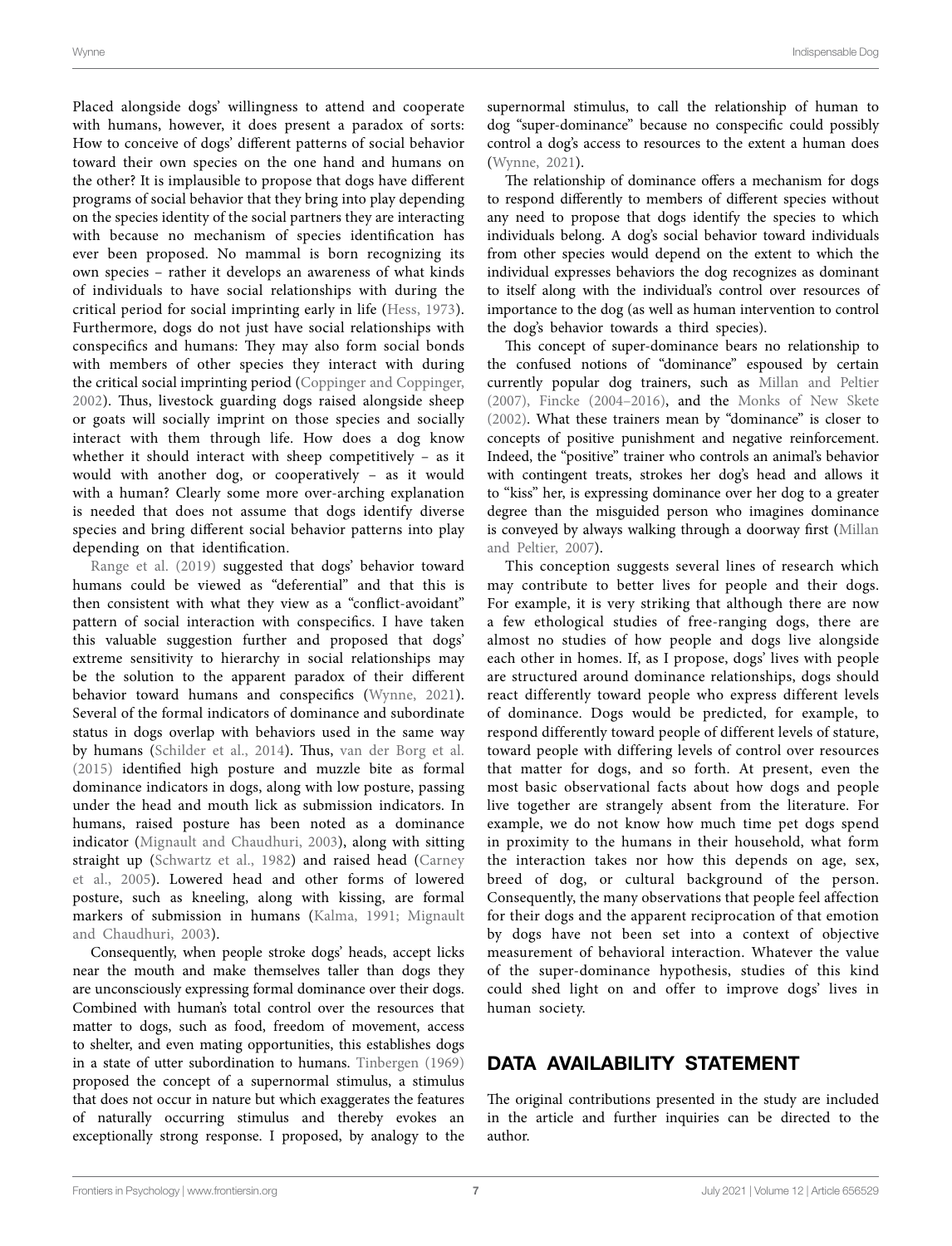Placed alongside dogs' willingness to attend and cooperate with humans, however, it does present a paradox of sorts: How to conceive of dogs' different patterns of social behavior toward their own species on the one hand and humans on the other? It is implausible to propose that dogs have different programs of social behavior that they bring into play depending on the species identity of the social partners they are interacting with because no mechanism of species identification has ever been proposed. No mammal is born recognizing its own species – rather it develops an awareness of what kinds of individuals to have social relationships with during the critical period for social imprinting early in life (Hess, 1973). Furthermore, dogs do not just have social relationships with conspecifics and humans: They may also form social bonds with members of other species they interact with during the critical social imprinting period (Coppinger and Coppinger, 2002). Thus, livestock guarding dogs raised alongside sheep or goats will socially imprint on those species and socially interact with them through life. How does a dog know whether it should interact with sheep competitively – as it would with another dog, or cooperatively – as it would with a human? Clearly some more over-arching explanation is needed that does not assume that dogs identify diverse species and bring different social behavior patterns into play depending on that identification.

Range et al. (2019) suggested that dogs' behavior toward humans could be viewed as "deferential" and that this is then consistent with what they view as a "conflict-avoidant" pattern of social interaction with conspecifics. I have taken this valuable suggestion further and proposed that dogs' extreme sensitivity to hierarchy in social relationships may be the solution to the apparent paradox of their different behavior toward humans and conspecifics (Wynne, 2021). Several of the formal indicators of dominance and subordinate status in dogs overlap with behaviors used in the same way by humans (Schilder et al., 2014). Thus, van der Borg et al. (2015) identified high posture and muzzle bite as formal dominance indicators in dogs, along with low posture, passing under the head and mouth lick as submission indicators. In humans, raised posture has been noted as a dominance indicator (Mignault and Chaudhuri, 2003), along with sitting straight up (Schwartz et al., 1982) and raised head (Carney et al., 2005). Lowered head and other forms of lowered posture, such as kneeling, along with kissing, are formal markers of submission in humans (Kalma, 1991; Mignault and Chaudhuri, 2003).

Consequently, when people stroke dogs' heads, accept licks near the mouth and make themselves taller than dogs they are unconsciously expressing formal dominance over their dogs. Combined with human's total control over the resources that matter to dogs, such as food, freedom of movement, access to shelter, and even mating opportunities, this establishes dogs in a state of utter subordination to humans. Tinbergen (1969) proposed the concept of a supernormal stimulus, a stimulus that does not occur in nature but which exaggerates the features of naturally occurring stimulus and thereby evokes an exceptionally strong response. I proposed, by analogy to the supernormal stimulus, to call the relationship of human to dog "super-dominance" because no conspecific could possibly control a dog's access to resources to the extent a human does (Wynne, 2021).

The relationship of dominance offers a mechanism for dogs to respond differently to members of different species without any need to propose that dogs identify the species to which individuals belong. A dog's social behavior toward individuals from other species would depend on the extent to which the individual expresses behaviors the dog recognizes as dominant to itself along with the individual's control over resources of importance to the dog (as well as human intervention to control the dog's behavior towards a third species).

This concept of super-dominance bears no relationship to the confused notions of "dominance" espoused by certain currently popular dog trainers, such as Millan and Peltier (2007), Fincke (2004–2016), and the Monks of New Skete (2002). What these trainers mean by "dominance" is closer to concepts of positive punishment and negative reinforcement. Indeed, the "positive" trainer who controls an animal's behavior with contingent treats, strokes her dog's head and allows it to "kiss" her, is expressing dominance over her dog to a greater degree than the misguided person who imagines dominance is conveyed by always walking through a doorway first (Millan and Peltier, 2007).

This conception suggests several lines of research which may contribute to better lives for people and their dogs. For example, it is very striking that although there are now a few ethological studies of free-ranging dogs, there are almost no studies of how people and dogs live alongside each other in homes. If, as I propose, dogs' lives with people are structured around dominance relationships, dogs should react differently toward people who express different levels of dominance. Dogs would be predicted, for example, to respond differently toward people of different levels of stature, toward people with differing levels of control over resources that matter for dogs, and so forth. At present, even the most basic observational facts about how dogs and people live together are strangely absent from the literature. For example, we do not know how much time pet dogs spend in proximity to the humans in their household, what form the interaction takes nor how this depends on age, sex, breed of dog, or cultural background of the person. Consequently, the many observations that people feel affection for their dogs and the apparent reciprocation of that emotion by dogs have not been set into a context of objective measurement of behavioral interaction. Whatever the value of the super-dominance hypothesis, studies of this kind could shed light on and offer to improve dogs' lives in human society.

## DATA AVAILABILITY STATEMENT

The original contributions presented in the study are included in the article and further inquiries can be directed to the author.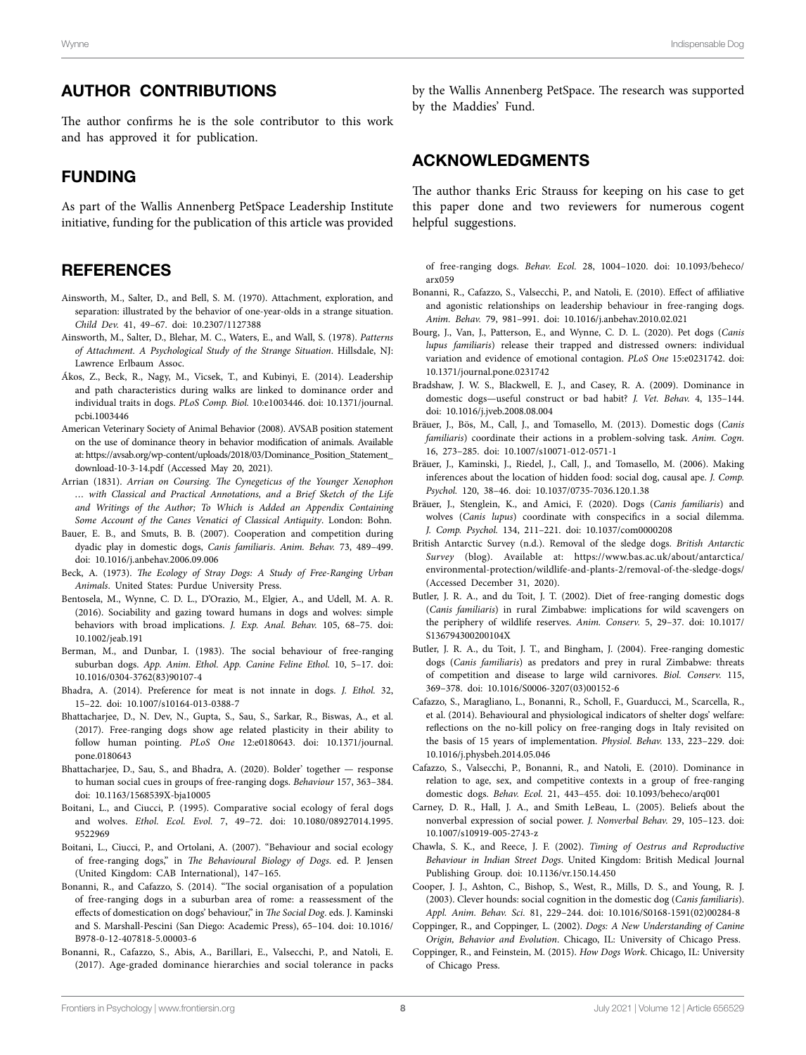## AUTHOR CONTRIBUTIONS

The author confirms he is the sole contributor to this work and has approved it for publication.

## FUNDING

As part of the Wallis Annenberg PetSpace Leadership Institute initiative, funding for the publication of this article was provided by the Wallis Annenberg PetSpace. The research was supported by the Maddies' Fund.

## ACKNOWLEDGMENTS

The author thanks Eric Strauss for keeping on his case to get this paper done and two reviewers for numerous cogent helpful suggestions.

## REFERENCES

Ainsworth, M., Salter, D., and Bell, S. M. (1970). Attachment, exploration, and separation: illustrated by the behavior of one-year-olds in a strange situation. *Child Dev.* 41, 49–67. doi: 10.2307/1127388

Ainsworth, M., Salter, D., Blehar, M. C., Waters, E., and Wall, S. (1978). *Patterns of Attachment. A Psychological Study of the Strange Situation*. Hillsdale, NJ: Lawrence Erlbaum Assoc.

Ákos, Z., Beck, R., Nagy, M., Vicsek, T., and Kubinyi, E. (2014). Leadership and path characteristics during walks are linked to dominance order and individual traits in dogs. *PLoS Comp. Biol.* 10:e1003446. doi: 10.1371/journal.pcbi.1003446

American Veterinary Society of Animal Behavior (2008). AVSAB position statement on the use of dominance theory in behavior modification of animals. Available at: https://avsab.org/wp-content/uploads/2018/03/Dominance_Position_Statement_download-10-3-14.pdf (Accessed May 20, 2021).

Arrian (1831). *Arrian on Coursing. The Cynegeticus of the Younger Xenophon … with Classical and Practical Annotations, and a Brief Sketch of the Life and Writings of the Author; To Which is Added an Appendix Containing Some Account of the Canes Venatici of Classical Antiquity*. London: Bohn.

Bauer, E. B., and Smuts, B. B. (2007). Cooperation and competition during dyadic play in domestic dogs, *Canis familiaris*. *Anim. Behav.* 73, 489–499. doi: 10.1016/j.anbehav.2006.09.006

Beck, A. (1973). *The Ecology of Stray Dogs: A Study of Free-Ranging Urban Animals*. United States: Purdue University Press.

Bentosela, M., Wynne, C. D. L., D'Orazio, M., Elgier, A., and Udell, M. A. R. (2016). Sociability and gazing toward humans in dogs and wolves: simple behaviors with broad implications. *J. Exp. Anal. Behav.* 105, 68–75. doi: 10.1002/jeab.191

Berman, M., and Dunbar, I. (1983). The social behaviour of free-ranging suburban dogs. *App. Anim. Ethol. App. Canine Feline Ethol.* 10, 5–17. doi: 10.1016/0304-3762(83)90107-4

Bhadra, A. (2014). Preference for meat is not innate in dogs. *J. Ethol.* 32, 15–22. doi: 10.1007/s10164-013-0388-7

Bhattacharjee, D., N. Dev, N., Gupta, S., Sau, S., Sarkar, R., Biswas, A., et al. (2017). Free-ranging dogs show age related plasticity in their ability to follow human pointing. *PLoS One* 12:e0180643. doi: 10.1371/journal.pone.0180643

Bhattacharjee, D., Sau, S., and Bhadra, A. (2020). Bolder' together — response to human social cues in groups of free-ranging dogs. *Behaviour* 157, 363–384. doi: 10.1163/1568539X-bja10005

Boitani, L., and Ciucci, P. (1995). Comparative social ecology of feral dogs and wolves. *Ethol. Ecol. Evol.* 7, 49–72. doi: 10.1080/08927014.1995.9522969

Boitani, L., Ciucci, P., and Ortolani, A. (2007). "Behaviour and social ecology of free-ranging dogs," in *The Behavioural Biology of Dogs*. ed. P. Jensen (United Kingdom: CAB International), 147–165.

Bonanni, R., and Cafazzo, S. (2014). "The social organisation of a population of free-ranging dogs in a suburban area of rome: a reassessment of the effects of domestication on dogs' behaviour," in *The Social Dog*. eds. J. Kaminski and S. Marshall-Pescini (San Diego: Academic Press), 65–104. doi: 10.1016/B978-0-12-407818-5.00003-6

Bonanni, R., Cafazzo, S., Abis, A., Barillari, E., Valsecchi, P., and Natoli, E. (2017). Age-graded dominance hierarchies and social tolerance in packs of free-ranging dogs. *Behav. Ecol.* 28, 1004–1020. doi: 10.1093/beheco/arx059

Bonanni, R., Cafazzo, S., Valsecchi, P., and Natoli, E. (2010). Effect of affiliative and agonistic relationships on leadership behaviour in free-ranging dogs. *Anim. Behav.* 79, 981–991. doi: 10.1016/j.anbehav.2010.02.021

Bourg, J., Van, J., Patterson, E., and Wynne, C. D. L. (2020). Pet dogs (*Canis lupus familiaris*) release their trapped and distressed owners: individual variation and evidence of emotional contagion. *PLoS One* 15:e0231742. doi: 10.1371/journal.pone.0231742

Bradshaw, J. W. S., Blackwell, E. J., and Casey, R. A. (2009). Dominance in domestic dogs—useful construct or bad habit? *J. Vet. Behav.* 4, 135–144. doi: 10.1016/j.jveb.2008.08.004

Bräuer, J., Bös, M., Call, J., and Tomasello, M. (2013). Domestic dogs (*Canis familiaris*) coordinate their actions in a problem-solving task. *Anim. Cogn.* 16, 273–285. doi: 10.1007/s10071-012-0571-1

Bräuer, J., Kaminski, J., Riedel, J., Call, J., and Tomasello, M. (2006). Making inferences about the location of hidden food: social dog, causal ape. *J. Comp. Psychol.* 120, 38–46. doi: 10.1037/0735-7036.120.1.38

Bräuer, J., Stenglein, K., and Amici, F. (2020). Dogs (*Canis familiaris*) and wolves (*Canis lupus*) coordinate with conspecifics in a social dilemma. *J. Comp. Psychol.* 134, 211–221. doi: 10.1037/com0000208

British Antarctic Survey (n.d.). Removal of the sledge dogs. *British Antarctic Survey* (blog). Available at: https://www.bas.ac.uk/about/antarctica/environmental-protection/wildlife-and-plants-2/removal-of-the-sledge-dogs/ (Accessed December 31, 2020).

Butler, J. R. A., and du Toit, J. T. (2002). Diet of free-ranging domestic dogs (*Canis familiaris*) in rural Zimbabwe: implications for wild scavengers on the periphery of wildlife reserves. *Anim. Conserv.* 5, 29–37. doi: 10.1017/S136794300200104X

Butler, J. R. A., du Toit, J. T., and Bingham, J. (2004). Free-ranging domestic dogs (*Canis familiaris*) as predators and prey in rural Zimbabwe: threats of competition and disease to large wild carnivores. *Biol. Conserv.* 115, 369–378. doi: 10.1016/S0006-3207(03)00152-6

Cafazzo, S., Maragliano, L., Bonanni, R., Scholl, F., Guarducci, M., Scarcella, R., et al. (2014). Behavioural and physiological indicators of shelter dogs' welfare: reflections on the no-kill policy on free-ranging dogs in Italy revisited on the basis of 15 years of implementation. *Physiol. Behav.* 133, 223–229. doi: 10.1016/j.physbeh.2014.05.046

Cafazzo, S., Valsecchi, P., Bonanni, R., and Natoli, E. (2010). Dominance in relation to age, sex, and competitive contexts in a group of free-ranging domestic dogs. *Behav. Ecol.* 21, 443–455. doi: 10.1093/beheco/arq001

Carney, D. R., Hall, J. A., and Smith LeBeau, L. (2005). Beliefs about the nonverbal expression of social power. *J. Nonverbal Behav.* 29, 105–123. doi: 10.1007/s10919-005-2743-z

Chawla, S. K., and Reece, J. F. (2002). *Timing of Oestrus and Reproductive Behaviour in Indian Street Dogs*. United Kingdom: British Medical Journal Publishing Group. doi: 10.1136/vr.150.14.450

Cooper, J. J., Ashton, C., Bishop, S., West, R., Mills, D. S., and Young, R. J. (2003). Clever hounds: social cognition in the domestic dog (*Canis familiaris*). *Appl. Anim. Behav. Sci.* 81, 229–244. doi: 10.1016/S0168-1591(02)00284-8

Coppinger, R., and Coppinger, L. (2002). *Dogs: A New Understanding of Canine Origin, Behavior and Evolution*. Chicago, IL: University of Chicago Press.

Coppinger, R., and Feinstein, M. (2015). *How Dogs Work*. Chicago, IL: University of Chicago Press.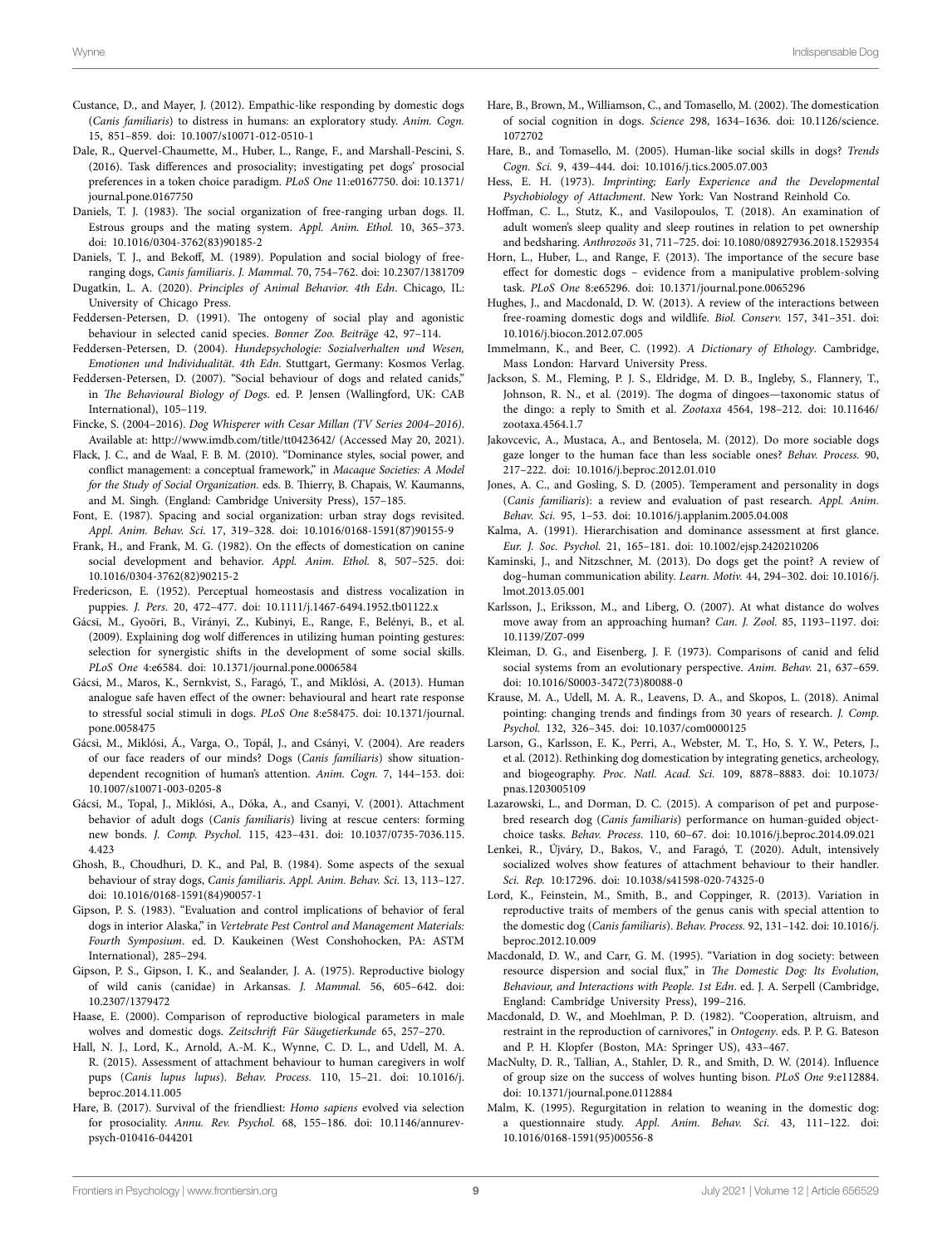Custance, D., and Mayer, J. (2012). Empathic-like responding by domestic dogs (*Canis familiaris*) to distress in humans: an exploratory study. *Anim. Cogn.* 15, 851–859. doi: 10.1007/s10071-012-0510-1

Dale, R., Quervel-Chaumette, M., Huber, L., Range, F., and Marshall-Pescini, S. (2016). Task differences and prosociality; investigating pet dogs' prosocial preferences in a token choice paradigm. *PLoS One* 11:e0167750. doi: 10.1371/journal.pone.0167750

Daniels, T. J. (1983). The social organization of free-ranging urban dogs. II. Estrous groups and the mating system. *Appl. Anim. Ethol.* 10, 365–373. doi: 10.1016/0304-3762(83)90185-2

Daniels, T. J., and Bekoff, M. (1989). Population and social biology of free-ranging dogs, *Canis familiaris*. *J. Mammal.* 70, 754–762. doi: 10.2307/1381709

Dugatkin, L. A. (2020). *Principles of Animal Behavior. 4th Edn*. Chicago, IL: University of Chicago Press.

Feddersen-Petersen, D. (1991). The ontogeny of social play and agonistic behaviour in selected canid species. *Bonner Zoo. Beiträge* 42, 97–114.

Feddersen-Petersen, D. (2004). *Hundepsychologie: Sozialverhalten und Wesen, Emotionen und Individualität. 4th Edn*. Stuttgart, Germany: Kosmos Verlag.

Feddersen-Petersen, D. (2007). "Social behaviour of dogs and related canids," in *The Behavioural Biology of Dogs*. ed. P. Jensen (Wallingford, UK: CAB International), 105–119.

Fincke, S. (2004–2016). *Dog Whisperer with Cesar Millan (TV Series 2004–2016)*. Available at: http://www.imdb.com/title/tt0423642/ (Accessed May 20, 2021).

Flack, J. C., and de Waal, F. B. M. (2010). "Dominance styles, social power, and conflict management: a conceptual framework," in *Macaque Societies: A Model for the Study of Social Organization*. eds. B. Thierry, B. Chapais, W. Kaumanns, and M. Singh. (England: Cambridge University Press), 157–185.

Font, E. (1987). Spacing and social organization: urban stray dogs revisited. *Appl. Anim. Behav. Sci.* 17, 319–328. doi: 10.1016/0168-1591(87)90155-9

Frank, H., and Frank, M. G. (1982). On the effects of domestication on canine social development and behavior. *Appl. Anim. Ethol.* 8, 507–525. doi: 10.1016/0304-3762(82)90215-2

Fredericson, E. (1952). Perceptual homeostasis and distress vocalization in puppies. *J. Pers.* 20, 472–477. doi: 10.1111/j.1467-6494.1952.tb01122.x

Gácsi, M., Gyoöri, B., Virányi, Z., Kubinyi, E., Range, F., Belényi, B., et al. (2009). Explaining dog wolf differences in utilizing human pointing gestures: selection for synergistic shifts in the development of some social skills. *PLoS One* 4:e6584. doi: 10.1371/journal.pone.0006584

Gácsi, M., Maros, K., Sernkvist, S., Faragó, T., and Miklósi, A. (2013). Human analogue safe haven effect of the owner: behavioural and heart rate response to stressful social stimuli in dogs. *PLoS One* 8:e58475. doi: 10.1371/journal.pone.0058475

Gácsi, M., Miklósi, Á., Varga, O., Topál, J., and Csányi, V. (2004). Are readers of our face readers of our minds? Dogs (*Canis familiaris*) show situation-dependent recognition of human's attention. *Anim. Cogn.* 7, 144–153. doi: 10.1007/s10071-003-0205-8

Gácsi, M., Topal, J., Miklósi, A., Dóka, A., and Csanyi, V. (2001). Attachment behavior of adult dogs (*Canis familiaris*) living at rescue centers: forming new bonds. *J. Comp. Psychol.* 115, 423–431. doi: 10.1037/0735-7036.115.4.423

Ghosh, B., Choudhuri, D. K., and Pal, B. (1984). Some aspects of the sexual behaviour of stray dogs, *Canis familiaris*. *Appl. Anim. Behav. Sci.* 13, 113–127. doi: 10.1016/0168-1591(84)90057-1

Gipson, P. S. (1983). "Evaluation and control implications of behavior of feral dogs in interior Alaska," in *Vertebrate Pest Control and Management Materials: Fourth Symposium*. ed. D. Kaukeinen (West Conshohocken, PA: ASTM International), 285–294.

Gipson, P. S., Gipson, I. K., and Sealander, J. A. (1975). Reproductive biology of wild canis (canidae) in Arkansas. *J. Mammal.* 56, 605–642. doi: 10.2307/1379472

Haase, E. (2000). Comparison of reproductive biological parameters in male wolves and domestic dogs. *Zeitschrift Für Säugetierkunde* 65, 257–270.

Hall, N. J., Lord, K., Arnold, A.-M. K., Wynne, C. D. L., and Udell, M. A. R. (2015). Assessment of attachment behaviour to human caregivers in wolf pups (*Canis lupus lupus*). *Behav. Process.* 110, 15–21. doi: 10.1016/j.beproc.2014.11.005

Hare, B. (2017). Survival of the friendliest: *Homo sapiens* evolved via selection for prosociality. *Annu. Rev. Psychol.* 68, 155–186. doi: 10.1146/annurev-psych-010416-044201

Hare, B., Brown, M., Williamson, C., and Tomasello, M. (2002). The domestication of social cognition in dogs. *Science* 298, 1634–1636. doi: 10.1126/science.1072702

Hare, B., and Tomasello, M. (2005). Human-like social skills in dogs? *Trends Cogn. Sci.* 9, 439–444. doi: 10.1016/j.tics.2005.07.003

Hess, E. H. (1973). *Imprinting; Early Experience and the Developmental Psychobiology of Attachment*. New York: Van Nostrand Reinhold Co.

Hoffman, C. L., Stutz, K., and Vasilopoulos, T. (2018). An examination of adult women's sleep quality and sleep routines in relation to pet ownership and bedsharing. *Anthrozoös* 31, 711–725. doi: 10.1080/08927936.2018.1529354

Horn, L., Huber, L., and Range, F. (2013). The importance of the secure base effect for domestic dogs – evidence from a manipulative problem-solving task. *PLoS One* 8:e65296. doi: 10.1371/journal.pone.0065296

Hughes, J., and Macdonald, D. W. (2013). A review of the interactions between free-roaming domestic dogs and wildlife. *Biol. Conserv.* 157, 341–351. doi: 10.1016/j.biocon.2012.07.005

Immelmann, K., and Beer, C. (1992). *A Dictionary of Ethology*. Cambridge, Mass London: Harvard University Press.

Jackson, S. M., Fleming, P. J. S., Eldridge, M. D. B., Ingleby, S., Flannery, T., Johnson, R. N., et al. (2019). The dogma of dingoes—taxonomic status of the dingo: a reply to Smith et al. *Zootaxa* 4564, 198–212. doi: 10.11646/zootaxa.4564.1.7

Jakovcevic, A., Mustaca, A., and Bentosela, M. (2012). Do more sociable dogs gaze longer to the human face than less sociable ones? *Behav. Process.* 90, 217–222. doi: 10.1016/j.beproc.2012.01.010

Jones, A. C., and Gosling, S. D. (2005). Temperament and personality in dogs (*Canis familiaris*): a review and evaluation of past research. *Appl. Anim. Behav. Sci.* 95, 1–53. doi: 10.1016/j.applanim.2005.04.008

Kalma, A. (1991). Hierarchisation and dominance assessment at first glance. *Eur. J. Soc. Psychol.* 21, 165–181. doi: 10.1002/ejsp.2420210206

Kaminski, J., and Nitzschner, M. (2013). Do dogs get the point? A review of dog–human communication ability. *Learn. Motiv.* 44, 294–302. doi: 10.1016/j.lmot.2013.05.001

Karlsson, J., Eriksson, M., and Liberg, O. (2007). At what distance do wolves move away from an approaching human? *Can. J. Zool.* 85, 1193–1197. doi: 10.1139/Z07-099

Kleiman, D. G., and Eisenberg, J. F. (1973). Comparisons of canid and felid social systems from an evolutionary perspective. *Anim. Behav.* 21, 637–659. doi: 10.1016/S0003-3472(73)80088-0

Krause, M. A., Udell, M. A. R., Leavens, D. A., and Skopos, L. (2018). Animal pointing: changing trends and findings from 30 years of research. *J. Comp. Psychol.* 132, 326–345. doi: 10.1037/com0000125

Larson, G., Karlsson, E. K., Perri, A., Webster, M. T., Ho, S. Y. W., Peters, J., et al. (2012). Rethinking dog domestication by integrating genetics, archeology, and biogeography. *Proc. Natl. Acad. Sci.* 109, 8878–8883. doi: 10.1073/pnas.1203005109

Lazarowski, L., and Dorman, D. C. (2015). A comparison of pet and purpose-bred research dog (*Canis familiaris*) performance on human-guided object-choice tasks. *Behav. Process.* 110, 60–67. doi: 10.1016/j.beproc.2014.09.021

Lenkei, R., Újváry, D., Bakos, V., and Faragó, T. (2020). Adult, intensively socialized wolves show features of attachment behaviour to their handler. *Sci. Rep.* 10:17296. doi: 10.1038/s41598-020-74325-0

Lord, K., Feinstein, M., Smith, B., and Coppinger, R. (2013). Variation in reproductive traits of members of the genus canis with special attention to the domestic dog (*Canis familiaris*). *Behav. Process.* 92, 131–142. doi: 10.1016/j.beproc.2012.10.009

Macdonald, D. W., and Carr, G. M. (1995). "Variation in dog society: between resource dispersion and social flux," in *The Domestic Dog: Its Evolution, Behaviour, and Interactions with People. 1st Edn*. ed. J. A. Serpell (Cambridge, England: Cambridge University Press), 199–216.

Macdonald, D. W., and Moehlman, P. D. (1982). "Cooperation, altruism, and restraint in the reproduction of carnivores," in *Ontogeny*. eds. P. P. G. Bateson and P. H. Klopfer (Boston, MA: Springer US), 433–467.

MacNulty, D. R., Tallian, A., Stahler, D. R., and Smith, D. W. (2014). Influence of group size on the success of wolves hunting bison. *PLoS One* 9:e112884. doi: 10.1371/journal.pone.0112884

Malm, K. (1995). Regurgitation in relation to weaning in the domestic dog: a questionnaire study. *Appl. Anim. Behav. Sci.* 43, 111–122. doi: 10.1016/0168-1591(95)00556-8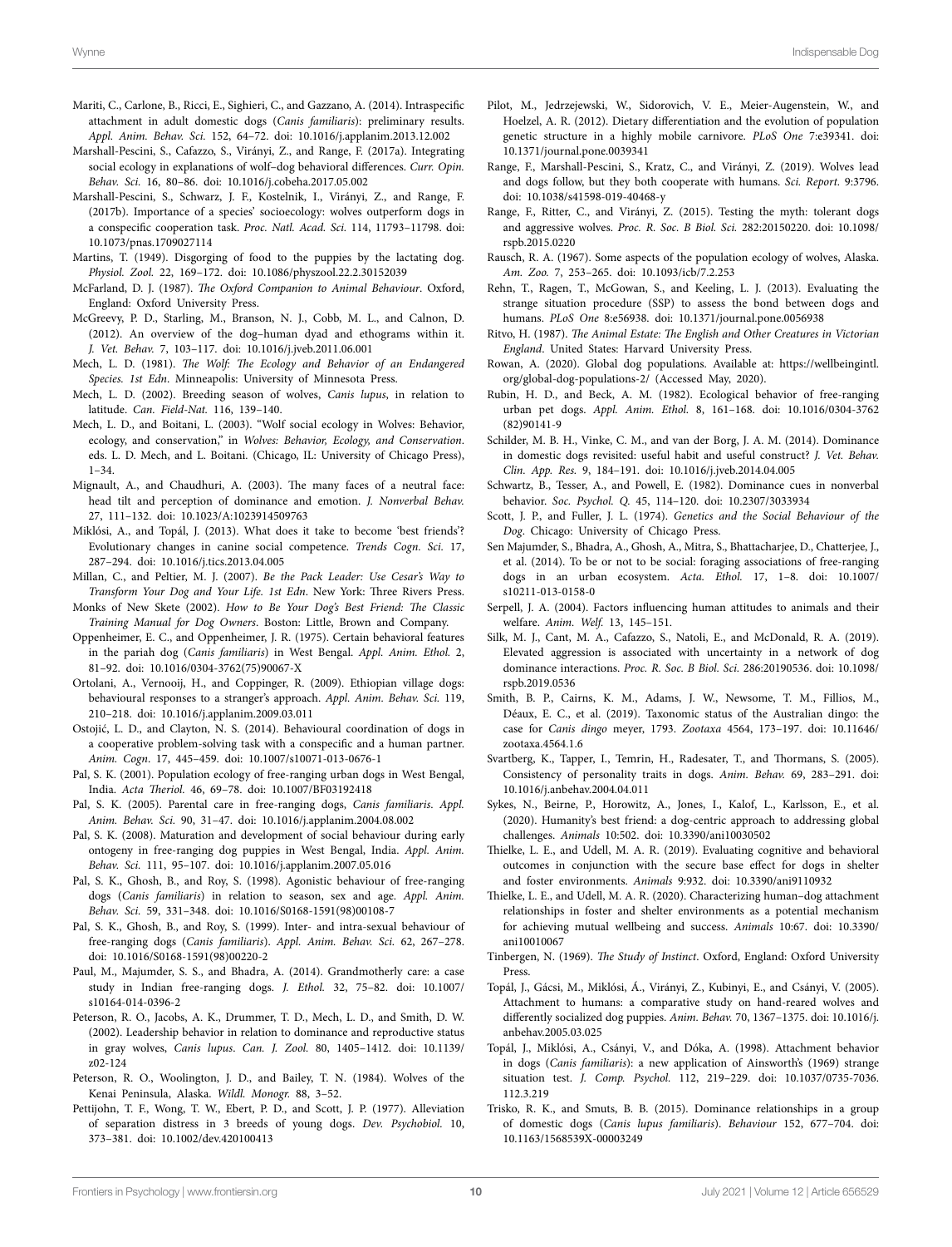Mariti, C., Carlone, B., Ricci, E., Sighieri, C., and Gazzano, A. (2014). Intraspecific attachment in adult domestic dogs (*Canis familiaris*): preliminary results. *Appl. Anim. Behav. Sci.* 152, 64–72. doi: 10.1016/j.applanim.2013.12.002

Marshall-Pescini, S., Cafazzo, S., Virányi, Z., and Range, F. (2017a). Integrating social ecology in explanations of wolf–dog behavioral differences. *Curr. Opin. Behav. Sci.* 16, 80–86. doi: 10.1016/j.cobeha.2017.05.002

Marshall-Pescini, S., Schwarz, J. F., Kostelnik, I., Virányi, Z., and Range, F. (2017b). Importance of a species' socioecology: wolves outperform dogs in a conspecific cooperation task. *Proc. Natl. Acad. Sci.* 114, 11793–11798. doi: 10.1073/pnas.1709027114

Martins, T. (1949). Disgorging of food to the puppies by the lactating dog. *Physiol. Zool.* 22, 169–172. doi: 10.1086/physzool.22.2.30152039

McFarland, D. J. (1987). *The Oxford Companion to Animal Behaviour*. Oxford, England: Oxford University Press.

McGreevy, P. D., Starling, M., Branson, N. J., Cobb, M. L., and Calnon, D. (2012). An overview of the dog–human dyad and ethograms within it. *J. Vet. Behav.* 7, 103–117. doi: 10.1016/j.jveb.2011.06.001

Mech, L. D. (1981). *The Wolf: The Ecology and Behavior of an Endangered Species. 1st Edn*. Minneapolis: University of Minnesota Press.

Mech, L. D. (2002). Breeding season of wolves, *Canis lupus*, in relation to latitude. *Can. Field-Nat.* 116, 139–140.

Mech, L. D., and Boitani, L. (2003). "Wolf social ecology in Wolves: Behavior, ecology, and conservation," in *Wolves: Behavior, Ecology, and Conservation*. eds. L. D. Mech, and L. Boitani. (Chicago, IL: University of Chicago Press), 1–34.

Mignault, A., and Chaudhuri, A. (2003). The many faces of a neutral face: head tilt and perception of dominance and emotion. *J. Nonverbal Behav.* 27, 111–132. doi: 10.1023/A:1023914509763

Miklósi, A., and Topál, J. (2013). What does it take to become 'best friends'? Evolutionary changes in canine social competence. *Trends Cogn. Sci.* 17, 287–294. doi: 10.1016/j.tics.2013.04.005

Millan, C., and Peltier, M. J. (2007). *Be the Pack Leader: Use Cesar's Way to Transform Your Dog and Your Life. 1st Edn*. New York: Three Rivers Press.

Monks of New Skete (2002). *How to Be Your Dog's Best Friend: The Classic Training Manual for Dog Owners*. Boston: Little, Brown and Company.

Oppenheimer, E. C., and Oppenheimer, J. R. (1975). Certain behavioral features in the pariah dog (*Canis familiaris*) in West Bengal. *Appl. Anim. Ethol.* 2, 81–92. doi: 10.1016/0304-3762(75)90067-X

Ortolani, A., Vernooij, H., and Coppinger, R. (2009). Ethiopian village dogs: behavioural responses to a stranger's approach. *Appl. Anim. Behav. Sci.* 119, 210–218. doi: 10.1016/j.applanim.2009.03.011

Ostojić, L. D., and Clayton, N. S. (2014). Behavioural coordination of dogs in a cooperative problem-solving task with a conspecific and a human partner. *Anim. Cogn*. 17, 445–459. doi: 10.1007/s10071-013-0676-1

Pal, S. K. (2001). Population ecology of free-ranging urban dogs in West Bengal, India. *Acta Theriol.* 46, 69–78. doi: 10.1007/BF03192418

Pal, S. K. (2005). Parental care in free-ranging dogs, *Canis familiaris*. *Appl. Anim. Behav. Sci.* 90, 31–47. doi: 10.1016/j.applanim.2004.08.002

Pal, S. K. (2008). Maturation and development of social behaviour during early ontogeny in free-ranging dog puppies in West Bengal, India. *Appl. Anim. Behav. Sci.* 111, 95–107. doi: 10.1016/j.applanim.2007.05.016

Pal, S. K., Ghosh, B., and Roy, S. (1998). Agonistic behaviour of free-ranging dogs (*Canis familiaris*) in relation to season, sex and age. *Appl. Anim. Behav. Sci.* 59, 331–348. doi: 10.1016/S0168-1591(98)00108-7

Pal, S. K., Ghosh, B., and Roy, S. (1999). Inter- and intra-sexual behaviour of free-ranging dogs (*Canis familiaris*). *Appl. Anim. Behav. Sci.* 62, 267–278. doi: 10.1016/S0168-1591(98)00220-2

Paul, M., Majumder, S. S., and Bhadra, A. (2014). Grandmotherly care: a case study in Indian free-ranging dogs. *J. Ethol.* 32, 75–82. doi: 10.1007/s10164-014-0396-2

Peterson, R. O., Jacobs, A. K., Drummer, T. D., Mech, L. D., and Smith, D. W. (2002). Leadership behavior in relation to dominance and reproductive status in gray wolves, *Canis lupus*. *Can. J. Zool.* 80, 1405–1412. doi: 10.1139/z02-124

Peterson, R. O., Woolington, J. D., and Bailey, T. N. (1984). Wolves of the Kenai Peninsula, Alaska. *Wildl. Monogr.* 88, 3–52.

Pettijohn, T. F., Wong, T. W., Ebert, P. D., and Scott, J. P. (1977). Alleviation of separation distress in 3 breeds of young dogs. *Dev. Psychobiol.* 10, 373–381. doi: 10.1002/dev.420100413

Pilot, M., Jedrzejewski, W., Sidorovich, V. E., Meier-Augenstein, W., and Hoelzel, A. R. (2012). Dietary differentiation and the evolution of population genetic structure in a highly mobile carnivore. *PLoS One* 7:e39341. doi: 10.1371/journal.pone.0039341

Range, F., Marshall-Pescini, S., Kratz, C., and Virányi, Z. (2019). Wolves lead and dogs follow, but they both cooperate with humans. *Sci. Report.* 9:3796. doi: 10.1038/s41598-019-40468-y

Range, F., Ritter, C., and Virányi, Z. (2015). Testing the myth: tolerant dogs and aggressive wolves. *Proc. R. Soc. B Biol. Sci.* 282:20150220. doi: 10.1098/rspb.2015.0220

Rausch, R. A. (1967). Some aspects of the population ecology of wolves, Alaska. *Am. Zoo.* 7, 253–265. doi: 10.1093/icb/7.2.253

Rehn, T., Ragen, T., McGowan, S., and Keeling, L. J. (2013). Evaluating the strange situation procedure (SSP) to assess the bond between dogs and humans. *PLoS One* 8:e56938. doi: 10.1371/journal.pone.0056938

Ritvo, H. (1987). *The Animal Estate: The English and Other Creatures in Victorian England*. United States: Harvard University Press.

Rowan, A. (2020). Global dog populations. Available at: https://wellbeingintl.org/global-dog-populations-2/ (Accessed May, 2020).

Rubin, H. D., and Beck, A. M. (1982). Ecological behavior of free-ranging urban pet dogs. *Appl. Anim. Ethol.* 8, 161–168. doi: 10.1016/0304-3762(82)90141-9

Schilder, M. B. H., Vinke, C. M., and van der Borg, J. A. M. (2014). Dominance in domestic dogs revisited: useful habit and useful construct? *J. Vet. Behav. Clin. App. Res.* 9, 184–191. doi: 10.1016/j.jveb.2014.04.005

Schwartz, B., Tesser, A., and Powell, E. (1982). Dominance cues in nonverbal behavior. *Soc. Psychol. Q.* 45, 114–120. doi: 10.2307/3033934

Scott, J. P., and Fuller, J. L. (1974). *Genetics and the Social Behaviour of the Dog*. Chicago: University of Chicago Press.

Sen Majumder, S., Bhadra, A., Ghosh, A., Mitra, S., Bhattacharjee, D., Chatterjee, J., et al. (2014). To be or not to be social: foraging associations of free-ranging dogs in an urban ecosystem. *Acta. Ethol.* 17, 1–8. doi: 10.1007/s10211-013-0158-0

Serpell, J. A. (2004). Factors influencing human attitudes to animals and their welfare. *Anim. Welf.* 13, 145–151.

Silk, M. J., Cant, M. A., Cafazzo, S., Natoli, E., and McDonald, R. A. (2019). Elevated aggression is associated with uncertainty in a network of dog dominance interactions. *Proc. R. Soc. B Biol. Sci.* 286:20190536. doi: 10.1098/rspb.2019.0536

Smith, B. P., Cairns, K. M., Adams, J. W., Newsome, T. M., Fillios, M., Déaux, E. C., et al. (2019). Taxonomic status of the Australian dingo: the case for *Canis dingo* meyer, 1793. *Zootaxa* 4564, 173–197. doi: 10.11646/zootaxa.4564.1.6

Svartberg, K., Tapper, I., Temrin, H., Radesater, T., and Thormans, S. (2005). Consistency of personality traits in dogs. *Anim. Behav.* 69, 283–291. doi: 10.1016/j.anbehav.2004.04.011

Sykes, N., Beirne, P., Horowitz, A., Jones, I., Kalof, L., Karlsson, E., et al. (2020). Humanity's best friend: a dog-centric approach to addressing global challenges. *Animals* 10:502. doi: 10.3390/ani10030502

Thielke, L. E., and Udell, M. A. R. (2019). Evaluating cognitive and behavioral outcomes in conjunction with the secure base effect for dogs in shelter and foster environments. *Animals* 9:932. doi: 10.3390/ani9110932

Thielke, L. E., and Udell, M. A. R. (2020). Characterizing human–dog attachment relationships in foster and shelter environments as a potential mechanism for achieving mutual wellbeing and success. *Animals* 10:67. doi: 10.3390/ani10010067

Tinbergen, N. (1969). *The Study of Instinct*. Oxford, England: Oxford University Press.

Topál, J., Gácsi, M., Miklósi, Á., Virányi, Z., Kubinyi, E., and Csányi, V. (2005). Attachment to humans: a comparative study on hand-reared wolves and differently socialized dog puppies. *Anim. Behav.* 70, 1367–1375. doi: 10.1016/j.anbehav.2005.03.025

Topál, J., Miklósi, A., Csányi, V., and Dóka, A. (1998). Attachment behavior in dogs (*Canis familiaris*): a new application of Ainsworth's (1969) strange situation test. *J. Comp. Psychol.* 112, 219–229. doi: 10.1037/0735-7036.112.3.219

Trisko, R. K., and Smuts, B. B. (2015). Dominance relationships in a group of domestic dogs (*Canis lupus familiaris*). *Behaviour* 152, 677–704. doi: 10.1163/1568539X-00003249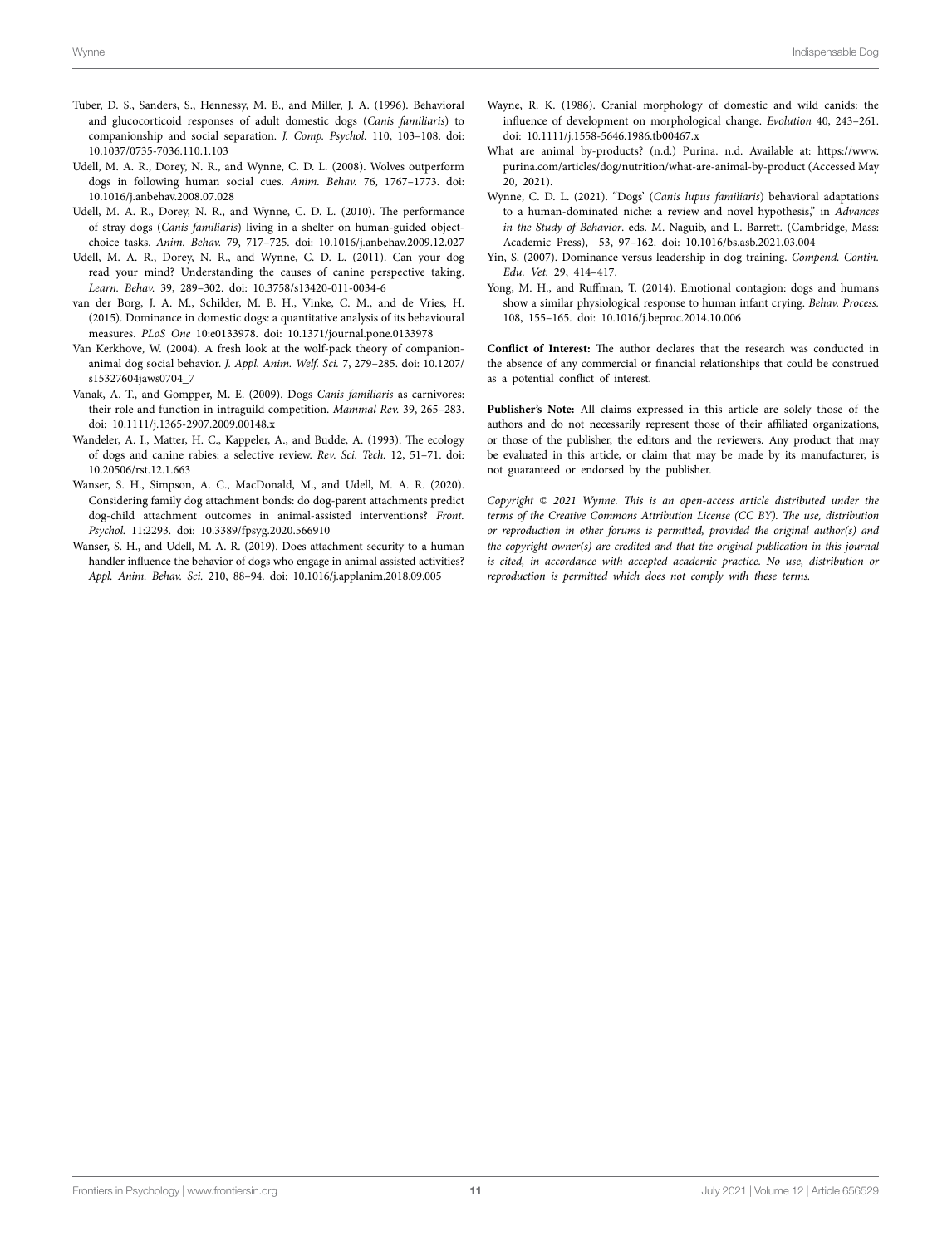Tuber, D. S., Sanders, S., Hennessy, M. B., and Miller, J. A. (1996). Behavioral and glucocorticoid responses of adult domestic dogs (*Canis familiaris*) to companionship and social separation. *J. Comp. Psychol.* 110, 103–108. doi: 10.1037/0735-7036.110.1.103

Udell, M. A. R., Dorey, N. R., and Wynne, C. D. L. (2008). Wolves outperform dogs in following human social cues. *Anim. Behav.* 76, 1767–1773. doi: 10.1016/j.anbehav.2008.07.028

Udell, M. A. R., Dorey, N. R., and Wynne, C. D. L. (2010). The performance of stray dogs (*Canis familiaris*) living in a shelter on human-guided object-choice tasks. *Anim. Behav.* 79, 717–725. doi: 10.1016/j.anbehav.2009.12.027

Udell, M. A. R., Dorey, N. R., and Wynne, C. D. L. (2011). Can your dog read your mind? Understanding the causes of canine perspective taking. *Learn. Behav.* 39, 289–302. doi: 10.3758/s13420-011-0034-6

van der Borg, J. A. M., Schilder, M. B. H., Vinke, C. M., and de Vries, H. (2015). Dominance in domestic dogs: a quantitative analysis of its behavioural measures. *PLoS One* 10:e0133978. doi: 10.1371/journal.pone.0133978

Van Kerkhove, W. (2004). A fresh look at the wolf-pack theory of companion-animal dog social behavior. *J. Appl. Anim. Welf. Sci.* 7, 279–285. doi: 10.1207/s15327604jaws0704_7

Vanak, A. T., and Gompper, M. E. (2009). Dogs *Canis familiaris* as carnivores: their role and function in intraguild competition. *Mammal Rev.* 39, 265–283. doi: 10.1111/j.1365-2907.2009.00148.x

Wandeler, A. I., Matter, H. C., Kappeler, A., and Budde, A. (1993). The ecology of dogs and canine rabies: a selective review. *Rev. Sci. Tech.* 12, 51–71. doi: 10.20506/rst.12.1.663

Wanser, S. H., Simpson, A. C., MacDonald, M., and Udell, M. A. R. (2020). Considering family dog attachment bonds: do dog-parent attachments predict dog-child attachment outcomes in animal-assisted interventions? *Front. Psychol.* 11:2293. doi: 10.3389/fpsyg.2020.566910

Wanser, S. H., and Udell, M. A. R. (2019). Does attachment security to a human handler influence the behavior of dogs who engage in animal assisted activities? *Appl. Anim. Behav. Sci.* 210, 88–94. doi: 10.1016/j.applanim.2018.09.005

Wayne, R. K. (1986). Cranial morphology of domestic and wild canids: the influence of development on morphological change. *Evolution* 40, 243–261. doi: 10.1111/j.1558-5646.1986.tb00467.x

What are animal by-products? (n.d.) Purina. n.d. Available at: https://www.purina.com/articles/dog/nutrition/what-are-animal-by-product (Accessed May 20, 2021).

Wynne, C. D. L. (2021). "Dogs' (*Canis lupus familiaris*) behavioral adaptations to a human-dominated niche: a review and novel hypothesis," in *Advances in the Study of Behavior*. eds. M. Naguib, and L. Barrett. (Cambridge, Mass: Academic Press), 53, 97–162. doi: 10.1016/bs.asb.2021.03.004

Yin, S. (2007). Dominance versus leadership in dog training. *Compend. Contin. Edu. Vet.* 29, 414–417.

Yong, M. H., and Ruffman, T. (2014). Emotional contagion: dogs and humans show a similar physiological response to human infant crying. *Behav. Process.* 108, 155–165. doi: 10.1016/j.beproc.2014.10.006

**Conflict of Interest:** The author declares that the research was conducted in the absence of any commercial or financial relationships that could be construed as a potential conflict of interest.

**Publisher's Note:** All claims expressed in this article are solely those of the authors and do not necessarily represent those of their affiliated organizations, or those of the publisher, the editors and the reviewers. Any product that may be evaluated in this article, or claim that may be made by its manufacturer, is not guaranteed or endorsed by the publisher.

*Copyright © 2021 Wynne. This is an open-access article distributed under the terms of the Creative Commons Attribution License (CC BY). The use, distribution or reproduction in other forums is permitted, provided the original author(s) and the copyright owner(s) are credited and that the original publication in this journal is cited, in accordance with accepted academic practice. No use, distribution or reproduction is permitted which does not comply with these terms.*